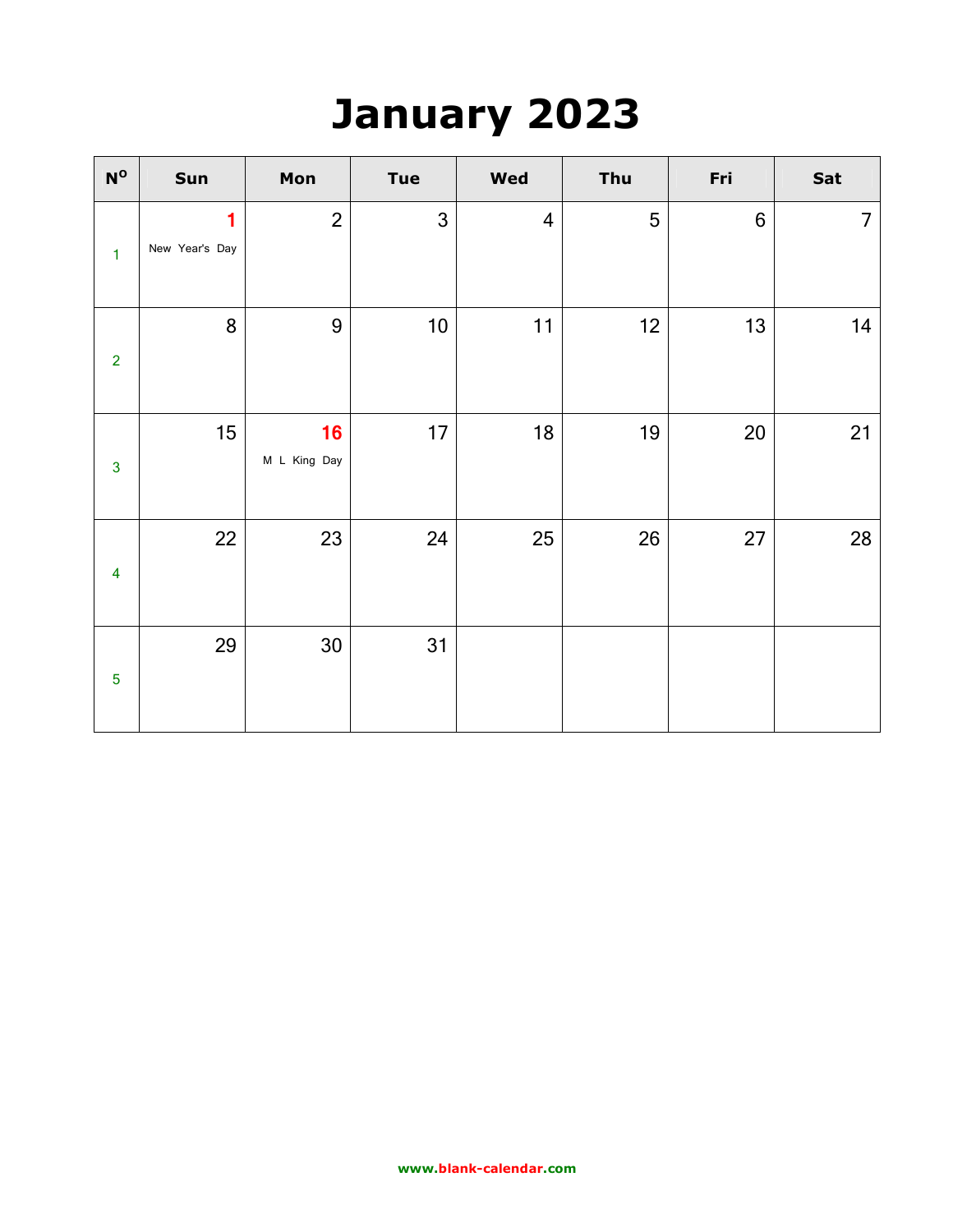# January 2023

| Nº | Sun | Mon | Tue | Wed | Thu | Fri | Sat |
|---|---|---|---|---|---|---|---|
| 1 | **1** New Year's Day | 2 | 3 | 4 | 5 | 6 | 7 |
| 2 | 8 | 9 | 10 | 11 | 12 | 13 | 14 |
| 3 | 15 | **16** M L King Day | 17 | 18 | 19 | 20 | 21 |
| 4 | 22 | 23 | 24 | 25 | 26 | 27 | 28 |
| 5 | 29 | 30 | 31 | | | | |

www.blank-calendar.com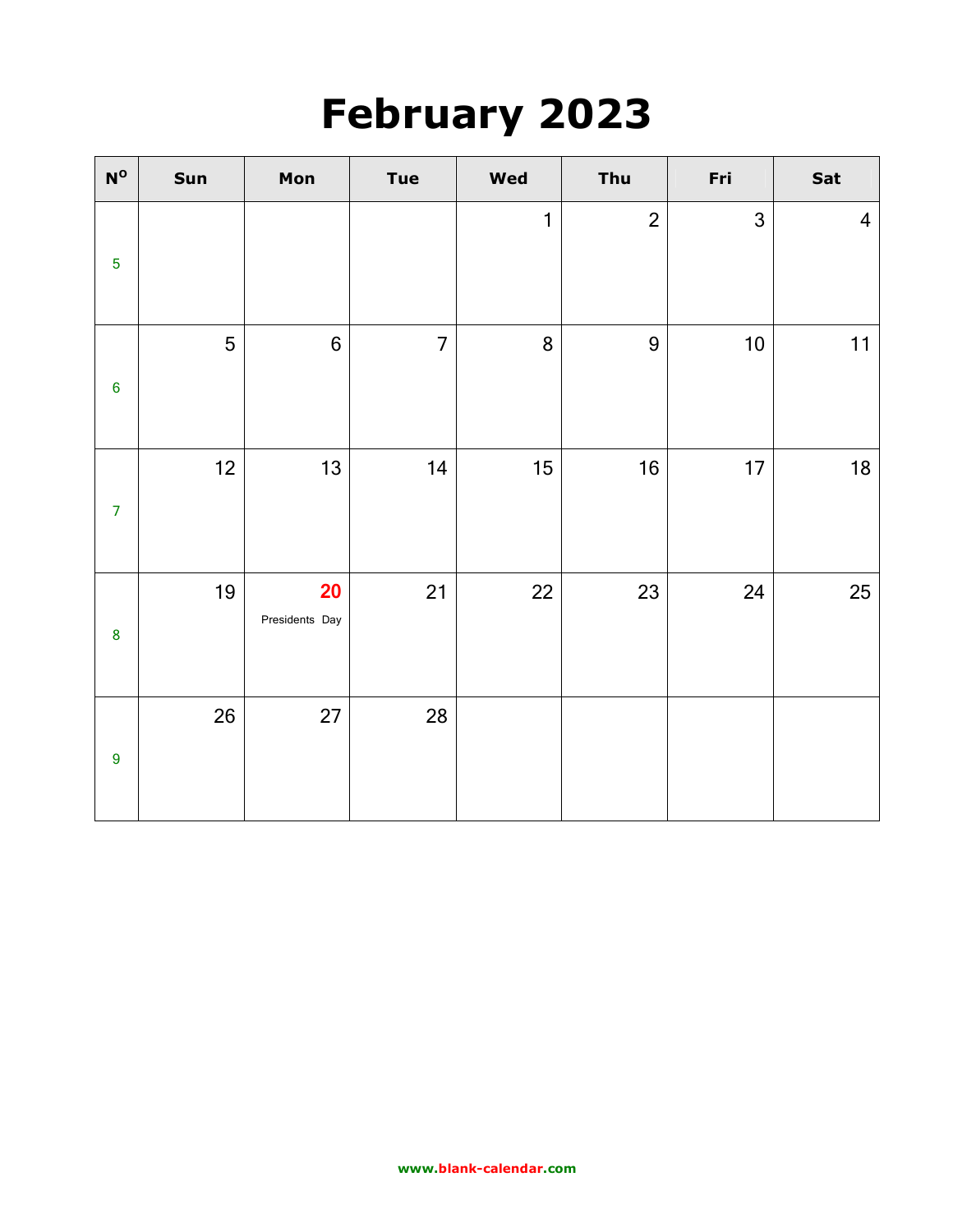# February 2023

| Nº | Sun | Mon | Tue | Wed | Thu | Fri | Sat |
|---|---|---|---|---|---|---|---|
| 5 | | | | 1 | 2 | 3 | 4 |
| 6 | 5 | 6 | 7 | 8 | 9 | 10 | 11 |
| 7 | 12 | 13 | 14 | 15 | 16 | 17 | 18 |
| 8 | 19 | **20** Presidents Day | 21 | 22 | 23 | 24 | 25 |
| 9 | 26 | 27 | 28 | | | | |

www.blank-calendar.com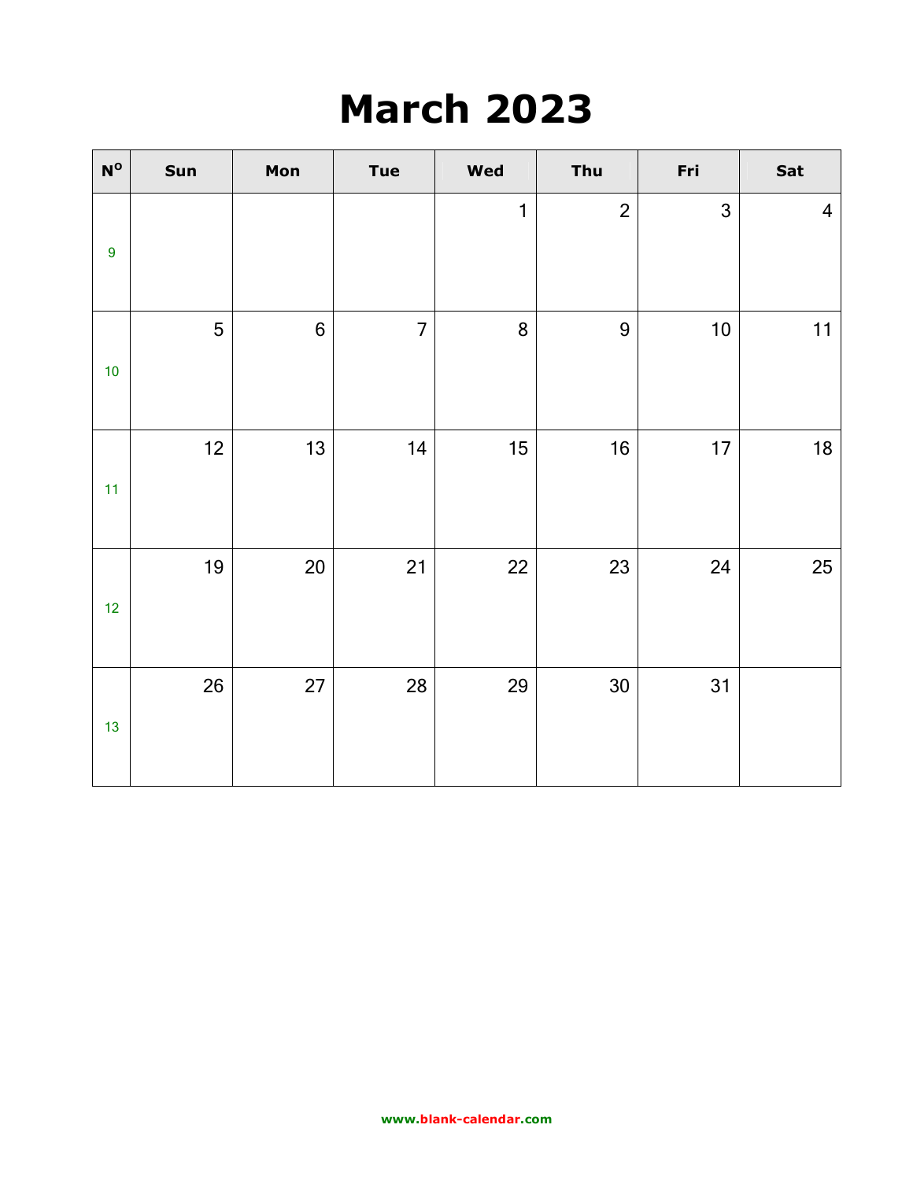# March 2023

| N$^{O}$ | Sun | Mon | Tue | Wed | Thu | Fri | Sat |
|---|---|---|---|---|---|---|---|
| 9 | | | | 1 | 2 | 3 | 4 |
| 10 | 5 | 6 | 7 | 8 | 9 | 10 | 11 |
| 11 | 12 | 13 | 14 | 15 | 16 | 17 | 18 |
| 12 | 19 | 20 | 21 | 22 | 23 | 24 | 25 |
| 13 | 26 | 27 | 28 | 29 | 30 | 31 | |

www.blank-calendar.com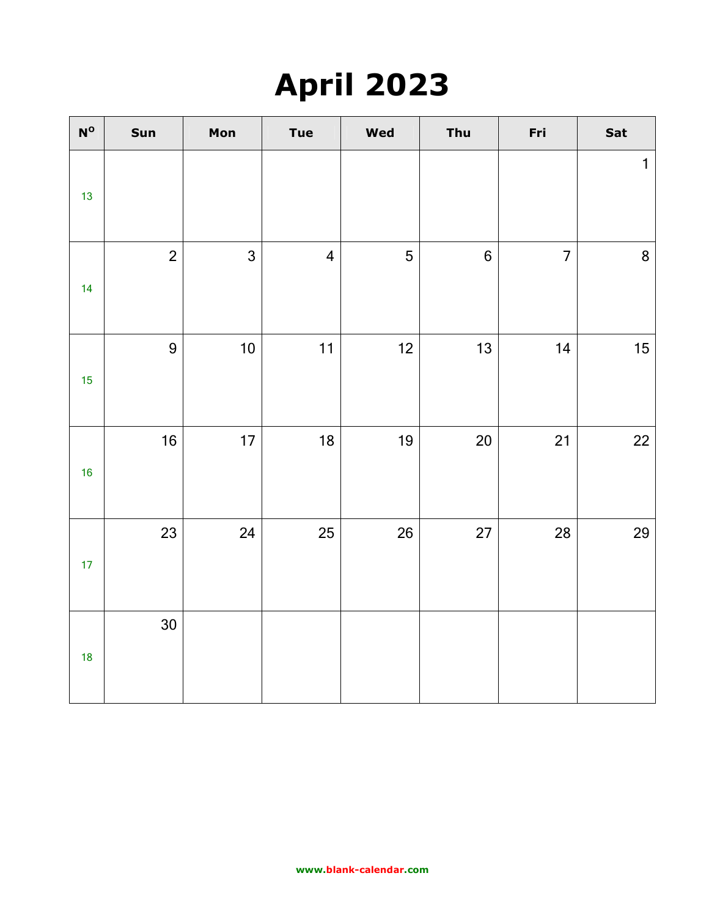# April 2023

| Nº | Sun | Mon | Tue | Wed | Thu | Fri | Sat |
|---|---|---|---|---|---|---|---|
| 13 | | | | | | | 1 |
| 14 | 2 | 3 | 4 | 5 | 6 | 7 | 8 |
| 15 | 9 | 10 | 11 | 12 | 13 | 14 | 15 |
| 16 | 16 | 17 | 18 | 19 | 20 | 21 | 22 |
| 17 | 23 | 24 | 25 | 26 | 27 | 28 | 29 |
| 18 | 30 | | | | | | |

www.blank-calendar.com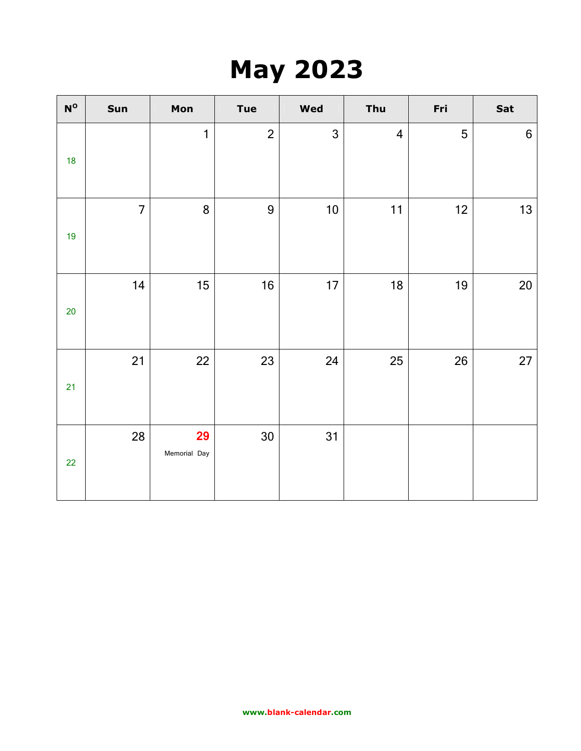# May 2023

| Nº | Sun | Mon | Tue | Wed | Thu | Fri | Sat |
|---|---|---|---|---|---|---|---|
| 18 | | 1 | 2 | 3 | 4 | 5 | 6 |
| 19 | 7 | 8 | 9 | 10 | 11 | 12 | 13 |
| 20 | 14 | 15 | 16 | 17 | 18 | 19 | 20 |
| 21 | 21 | 22 | 23 | 24 | 25 | 26 | 27 |
| 22 | 28 | **29** Memorial Day | 30 | 31 | | | |

www.blank-calendar.com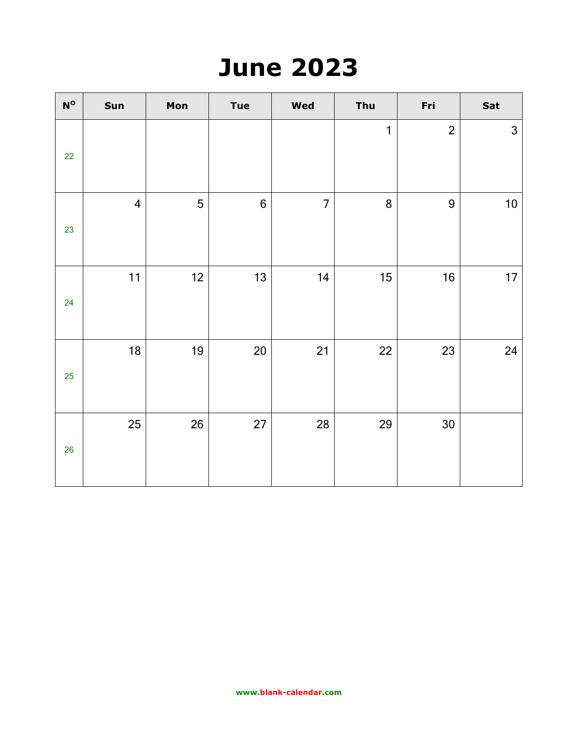# June 2023

| N^o | Sun | Mon | Tue | Wed | Thu | Fri | Sat |
|---|---|---|---|---|---|---|---|
| 22 | | | | | 1 | 2 | 3 |
| 23 | 4 | 5 | 6 | 7 | 8 | 9 | 10 |
| 24 | 11 | 12 | 13 | 14 | 15 | 16 | 17 |
| 25 | 18 | 19 | 20 | 21 | 22 | 23 | 24 |
| 26 | 25 | 26 | 27 | 28 | 29 | 30 | |

www.blank-calendar.com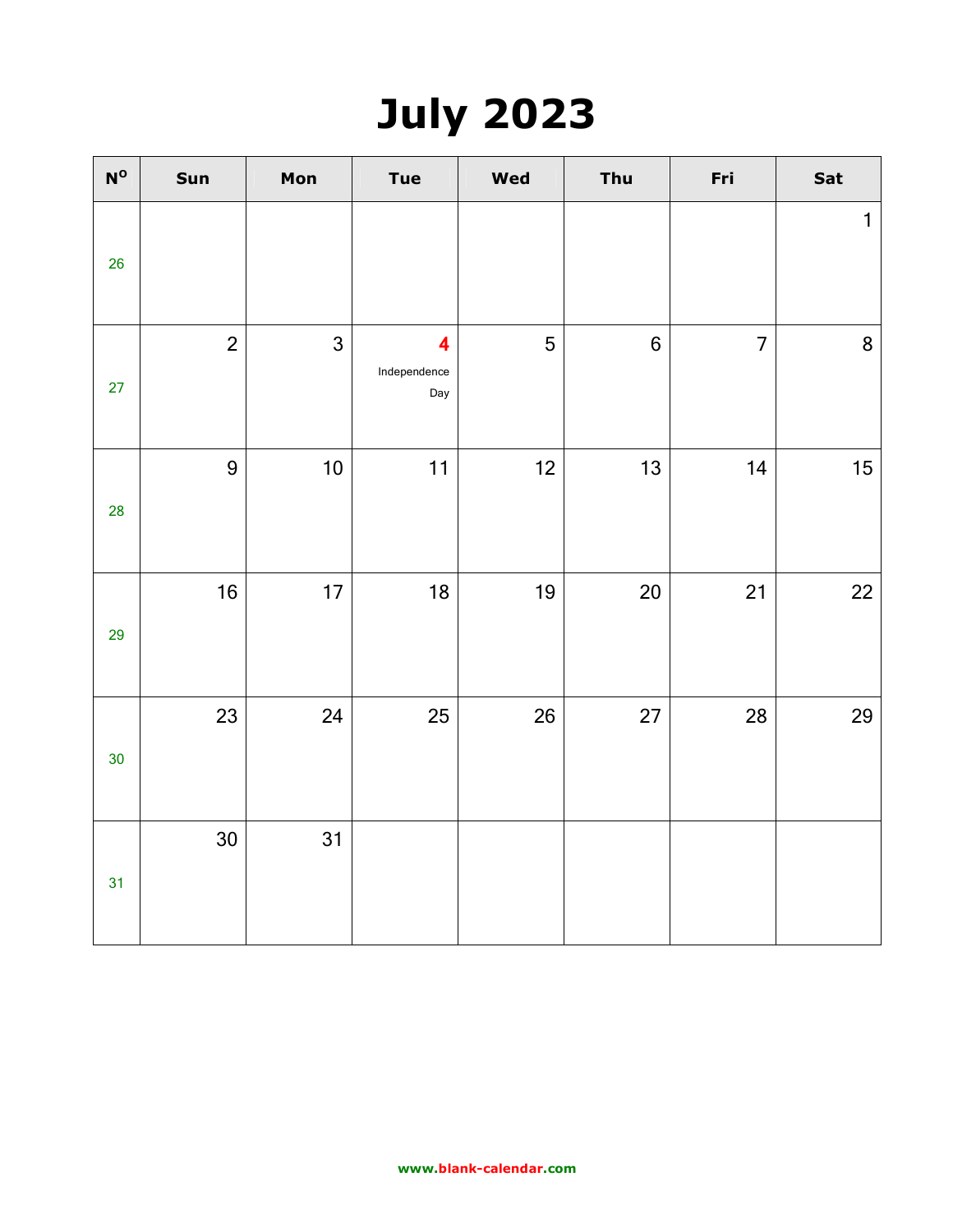# July 2023

| N° | Sun | Mon | Tue | Wed | Thu | Fri | Sat |
|---|---|---|---|---|---|---|---|
| 26 | | | | | | | 1 |
| 27 | 2 | 3 | **4** Independence Day | 5 | 6 | 7 | 8 |
| 28 | 9 | 10 | 11 | 12 | 13 | 14 | 15 |
| 29 | 16 | 17 | 18 | 19 | 20 | 21 | 22 |
| 30 | 23 | 24 | 25 | 26 | 27 | 28 | 29 |
| 31 | 30 | 31 | | | | | |

www.blank-calendar.com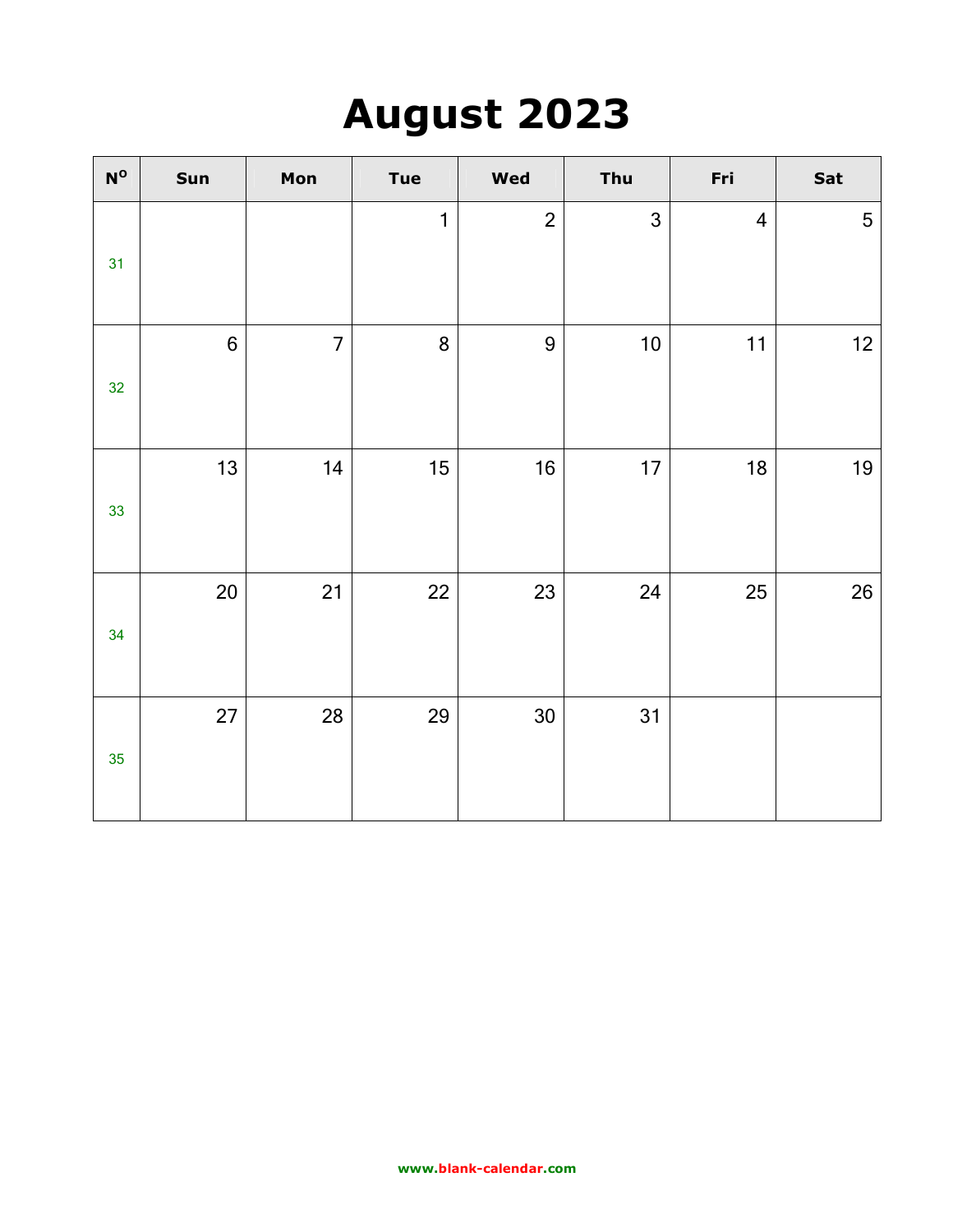# August 2023

| Nº | Sun | Mon | Tue | Wed | Thu | Fri | Sat |
|---|---|---|---|---|---|---|---|
| 31 | | | 1 | 2 | 3 | 4 | 5 |
| 32 | 6 | 7 | 8 | 9 | 10 | 11 | 12 |
| 33 | 13 | 14 | 15 | 16 | 17 | 18 | 19 |
| 34 | 20 | 21 | 22 | 23 | 24 | 25 | 26 |
| 35 | 27 | 28 | 29 | 30 | 31 | | |

www.blank-calendar.com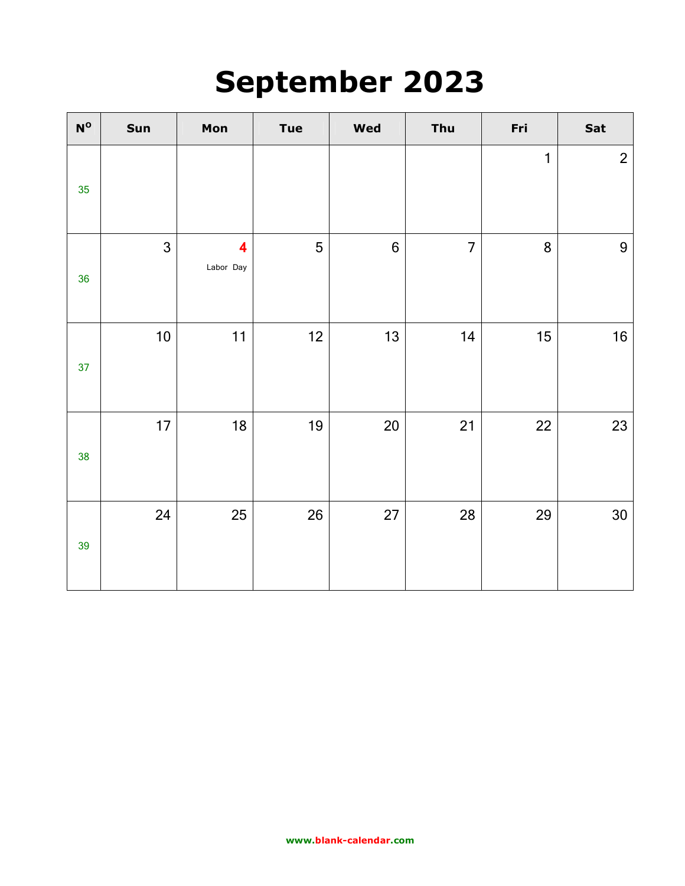# September 2023

| Nº | Sun | Mon | Tue | Wed | Thu | Fri | Sat |
|---|---|---|---|---|---|---|---|
| 35 | | | | | | 1 | 2 |
| 36 | 3 | 4 Labor Day | 5 | 6 | 7 | 8 | 9 |
| 37 | 10 | 11 | 12 | 13 | 14 | 15 | 16 |
| 38 | 17 | 18 | 19 | 20 | 21 | 22 | 23 |
| 39 | 24 | 25 | 26 | 27 | 28 | 29 | 30 |

www.blank-calendar.com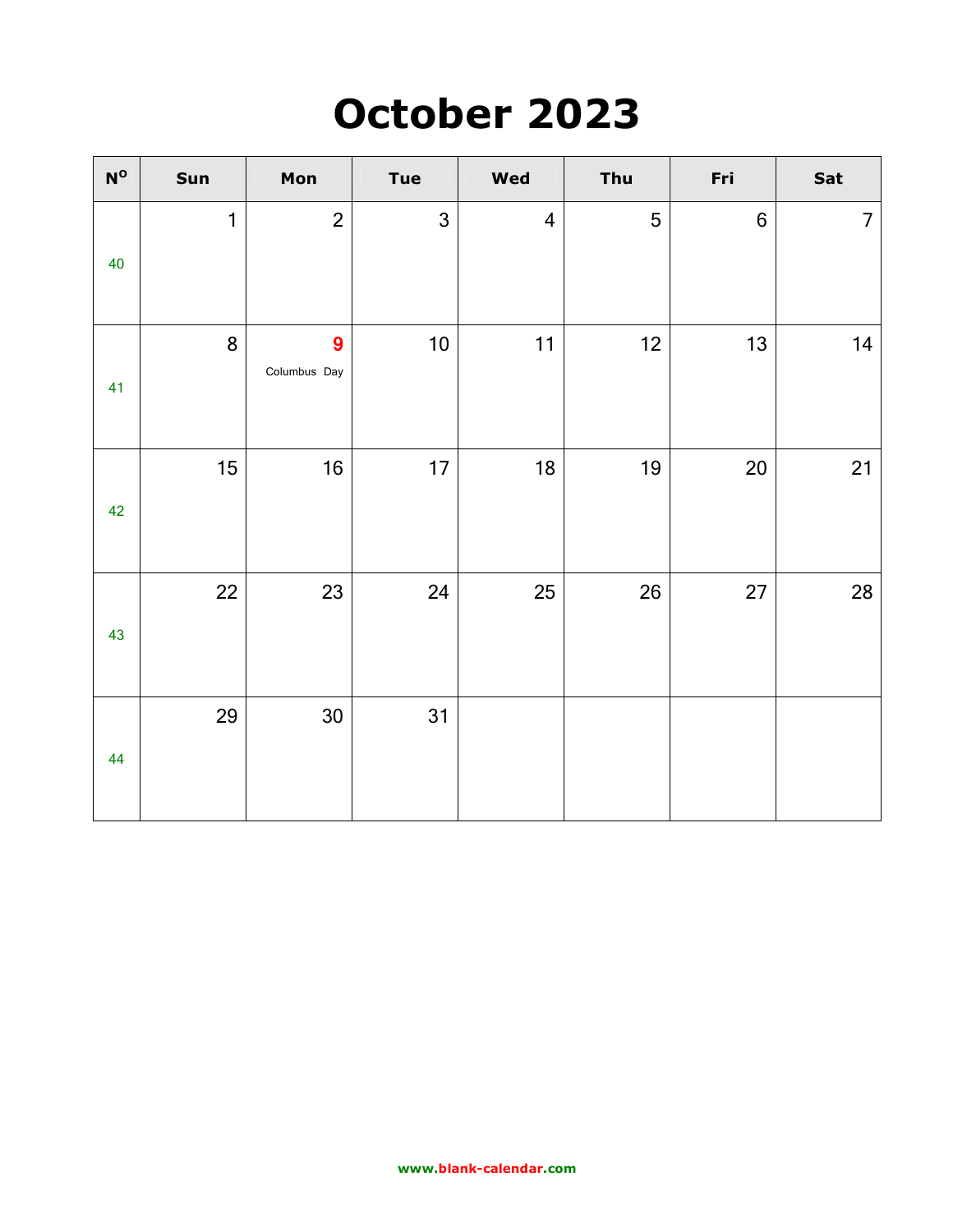# October 2023

| Nº | Sun | Mon | Tue | Wed | Thu | Fri | Sat |
|---|---|---|---|---|---|---|---|
| 40 | 1 | 2 | 3 | 4 | 5 | 6 | 7 |
| 41 | 8 | 9 Columbus Day | 10 | 11 | 12 | 13 | 14 |
| 42 | 15 | 16 | 17 | 18 | 19 | 20 | 21 |
| 43 | 22 | 23 | 24 | 25 | 26 | 27 | 28 |
| 44 | 29 | 30 | 31 | | | | |

www.blank-calendar.com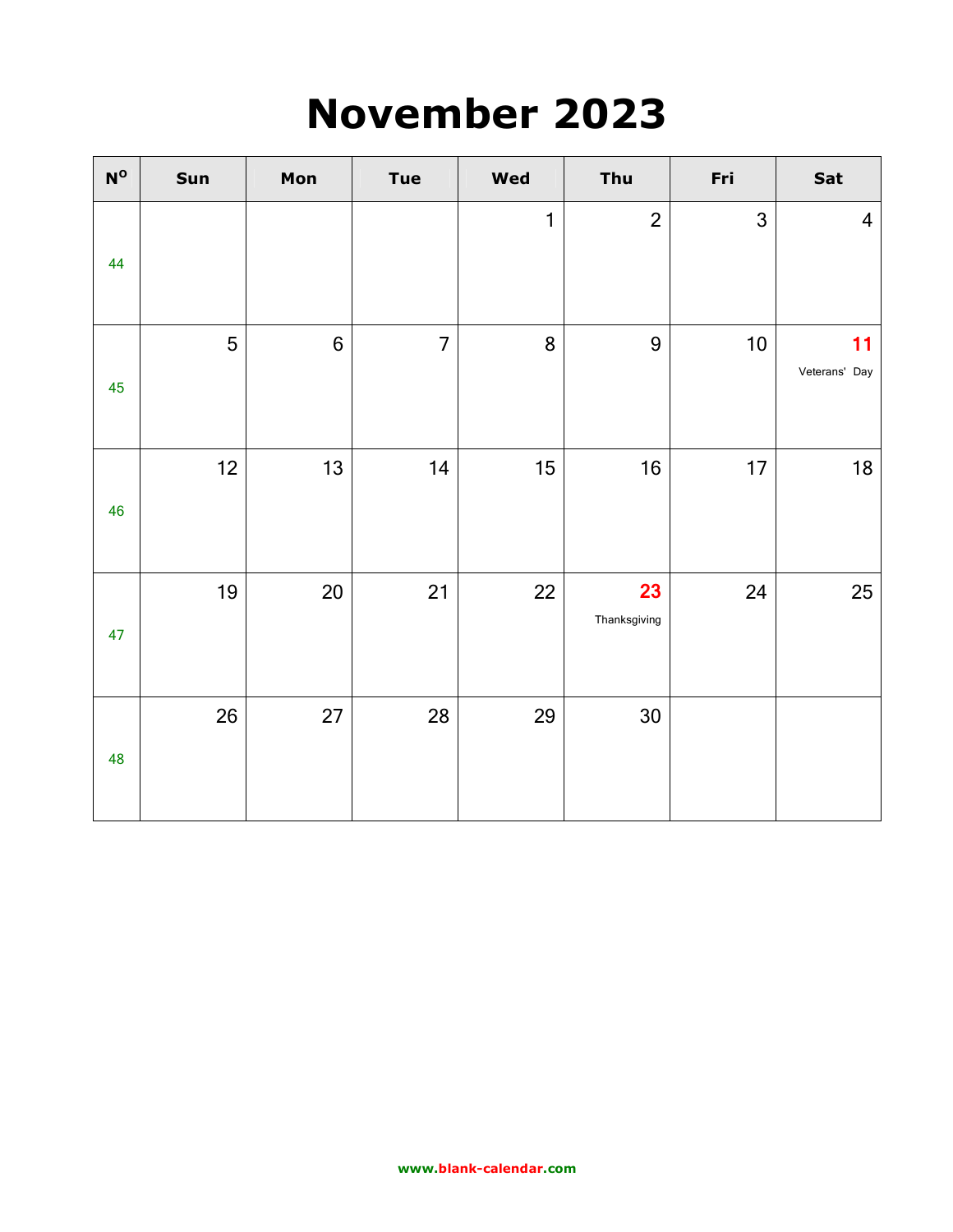# November 2023

| Nº | Sun | Mon | Tue | Wed | Thu | Fri | Sat |
|---|---|---|---|---|---|---|---|
| 44 | | | | 1 | 2 | 3 | 4 |
| 45 | 5 | 6 | 7 | 8 | 9 | 10 | **11** Veterans' Day |
| 46 | 12 | 13 | 14 | 15 | 16 | 17 | 18 |
| 47 | 19 | 20 | 21 | 22 | **23** Thanksgiving | 24 | 25 |
| 48 | 26 | 27 | 28 | 29 | 30 | | |

www.blank-calendar.com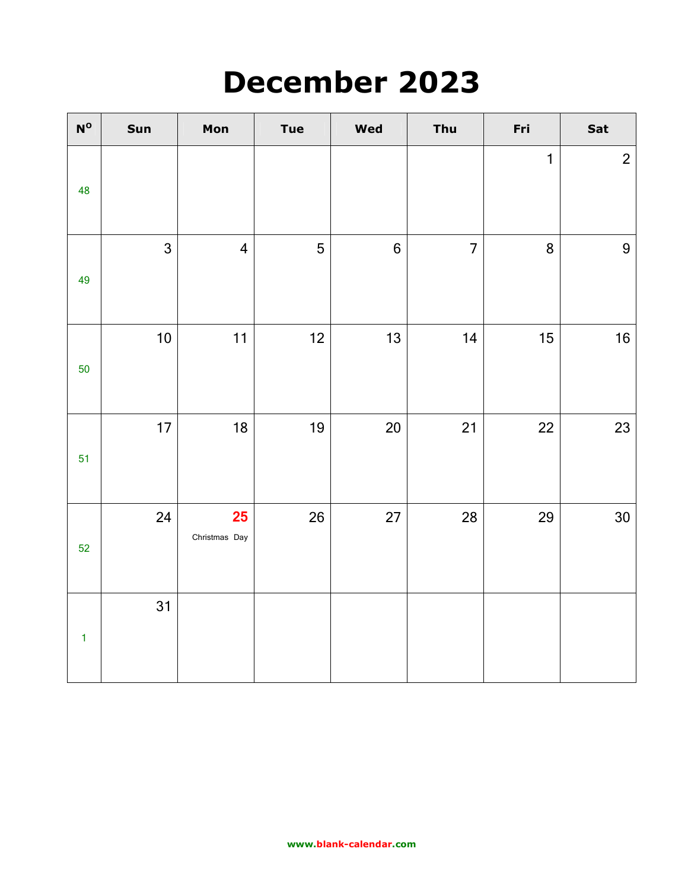# December 2023

| Nº | Sun | Mon | Tue | Wed | Thu | Fri | Sat |
|---|---|---|---|---|---|---|---|
| 48 | | | | | | 1 | 2 |
| 49 | 3 | 4 | 5 | 6 | 7 | 8 | 9 |
| 50 | 10 | 11 | 12 | 13 | 14 | 15 | 16 |
| 51 | 17 | 18 | 19 | 20 | 21 | 22 | 23 |
| 52 | 24 | **25** Christmas Day | 26 | 27 | 28 | 29 | 30 |
| 1 | 31 | | | | | | |

www.blank-calendar.com